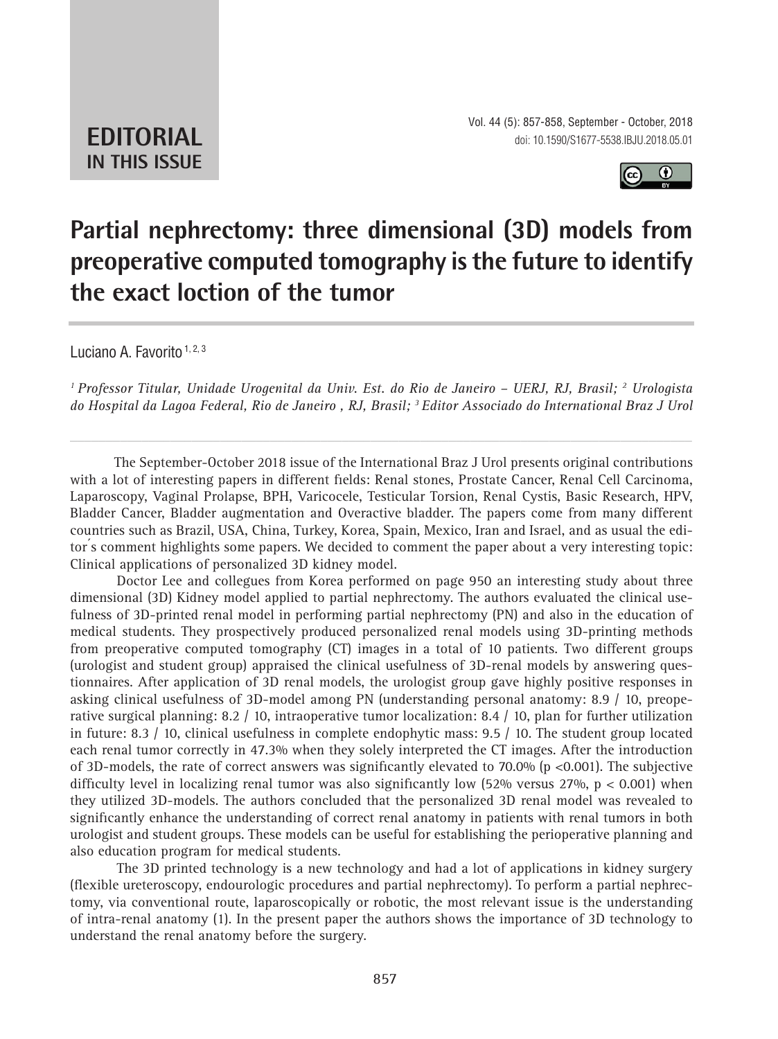**EDITORIAL**
**IN THIS ISSUE**

doi: 10.1590/S1677-5538.IBJU.2018.05.01

# Partial nephrectomy: three dimensional (3D) models from preoperative computed tomography is the future to identify the exact loction of the tumor

Luciano A. Favorito [1, 2, 3]

*[1] Professor Titular, Unidade Urogenital da Univ. Est. do Rio de Janeiro – UERJ, RJ, Brasil; [2] Urologista do Hospital da Lagoa Federal, Rio de Janeiro , RJ, Brasil; [3] Editor Associado do International Braz J Urol*

The September-October 2018 issue of the International Braz J Urol presents original contributions with a lot of interesting papers in different fields: Renal stones, Prostate Cancer, Renal Cell Carcinoma, Laparoscopy, Vaginal Prolapse, BPH, Varicocele, Testicular Torsion, Renal Cystis, Basic Research, HPV, Bladder Cancer, Bladder augmentation and Overactive bladder. The papers come from many different countries such as Brazil, USA, China, Turkey, Korea, Spain, Mexico, Iran and Israel, and as usual the editor´s comment highlights some papers. We decided to comment the paper about a very interesting topic: Clinical applications of personalized 3D kidney model.

Doctor Lee and collegues from Korea performed on page 950 an interesting study about three dimensional (3D) Kidney model applied to partial nephrectomy. The authors evaluated the clinical usefulness of 3D-printed renal model in performing partial nephrectomy (PN) and also in the education of medical students. They prospectively produced personalized renal models using 3D-printing methods from preoperative computed tomography (CT) images in a total of 10 patients. Two different groups (urologist and student group) appraised the clinical usefulness of 3D-renal models by answering questionnaires. After application of 3D renal models, the urologist group gave highly positive responses in asking clinical usefulness of 3D-model among PN (understanding personal anatomy: 8.9 / 10, preoperative surgical planning: 8.2 / 10, intraoperative tumor localization: 8.4 / 10, plan for further utilization in future: 8.3 / 10, clinical usefulness in complete endophytic mass: 9.5 / 10. The student group located each renal tumor correctly in 47.3% when they solely interpreted the CT images. After the introduction of 3D-models, the rate of correct answers was significantly elevated to 70.0% ($p <0.001$). The subjective difficulty level in localizing renal tumor was also significantly low (52% versus 27%, $p < 0.001$) when they utilized 3D-models. The authors concluded that the personalized 3D renal model was revealed to significantly enhance the understanding of correct renal anatomy in patients with renal tumors in both urologist and student groups. These models can be useful for establishing the perioperative planning and also education program for medical students.

The 3D printed technology is a new technology and had a lot of applications in kidney surgery (flexible ureteroscopy, endourologic procedures and partial nephrectomy). To perform a partial nephrectomy, via conventional route, laparoscopically or robotic, the most relevant issue is the understanding of intra-renal anatomy (1). In the present paper the authors shows the importance of 3D technology to understand the renal anatomy before the surgery.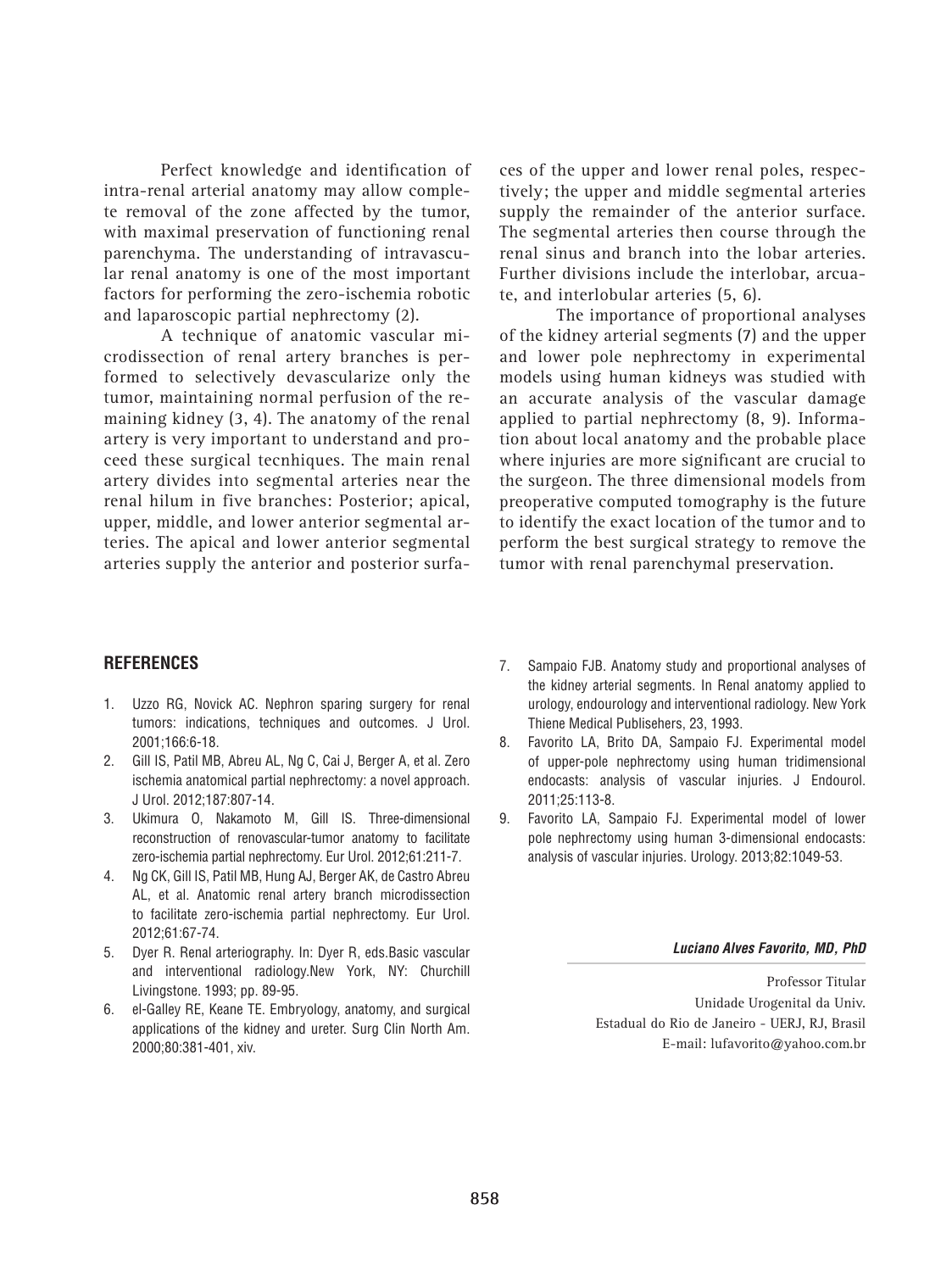Perfect knowledge and identification of intra-renal arterial anatomy may allow complete removal of the zone affected by the tumor, with maximal preservation of functioning renal parenchyma. The understanding of intravascular renal anatomy is one of the most important factors for performing the zero-ischemia robotic and laparoscopic partial nephrectomy (2).

A technique of anatomic vascular microdissection of renal artery branches is performed to selectively devascularize only the tumor, maintaining normal perfusion of the remaining kidney (3, 4). The anatomy of the renal artery is very important to understand and proceed these surgical tecnhiques. The main renal artery divides into segmental arteries near the renal hilum in five branches: Posterior; apical, upper, middle, and lower anterior segmental arteries. The apical and lower anterior segmental arteries supply the anterior and posterior surfaces of the upper and lower renal poles, respectively; the upper and middle segmental arteries supply the remainder of the anterior surface. The segmental arteries then course through the renal sinus and branch into the lobar arteries. Further divisions include the interlobar, arcuate, and interlobular arteries (5, 6).

The importance of proportional analyses of the kidney arterial segments (7) and the upper and lower pole nephrectomy in experimental models using human kidneys was studied with an accurate analysis of the vascular damage applied to partial nephrectomy (8, 9). Information about local anatomy and the probable place where injuries are more significant are crucial to the surgeon. The three dimensional models from preoperative computed tomography is the future to identify the exact location of the tumor and to perform the best surgical strategy to remove the tumor with renal parenchymal preservation.

## REFERENCES

1. Uzzo RG, Novick AC. Nephron sparing surgery for renal tumors: indications, techniques and outcomes. J Urol. 2001;166:6-18.
2. Gill IS, Patil MB, Abreu AL, Ng C, Cai J, Berger A, et al. Zero ischemia anatomical partial nephrectomy: a novel approach. J Urol. 2012;187:807-14.
3. Ukimura O, Nakamoto M, Gill IS. Three-dimensional reconstruction of renovascular-tumor anatomy to facilitate zero-ischemia partial nephrectomy. Eur Urol. 2012;61:211-7.
4. Ng CK, Gill IS, Patil MB, Hung AJ, Berger AK, de Castro Abreu AL, et al. Anatomic renal artery branch microdissection to facilitate zero-ischemia partial nephrectomy. Eur Urol. 2012;61:67-74.
5. Dyer R. Renal arteriography. In: Dyer R, eds.Basic vascular and interventional radiology.New York, NY: Churchill Livingstone. 1993; pp. 89-95.
6. el-Galley RE, Keane TE. Embryology, anatomy, and surgical applications of the kidney and ureter. Surg Clin North Am. 2000;80:381-401, xiv.
7. Sampaio FJB. Anatomy study and proportional analyses of the kidney arterial segments. In Renal anatomy applied to urology, endourology and interventional radiology. New York Thiene Medical Publisehers, 23, 1993.
8. Favorito LA, Brito DA, Sampaio FJ. Experimental model of upper-pole nephrectomy using human tridimensional endocasts: analysis of vascular injuries. J Endourol. 2011;25:113-8.
9. Favorito LA, Sampaio FJ. Experimental model of lower pole nephrectomy using human 3-dimensional endocasts: analysis of vascular injuries. Urology. 2013;82:1049-53.

***Luciano Alves Favorito, MD, PhD***

Professor Titular
Unidade Urogenital da Univ.
Estadual do Rio de Janeiro - UERJ, RJ, Brasil
E-mail: lufavorito@yahoo.com.br